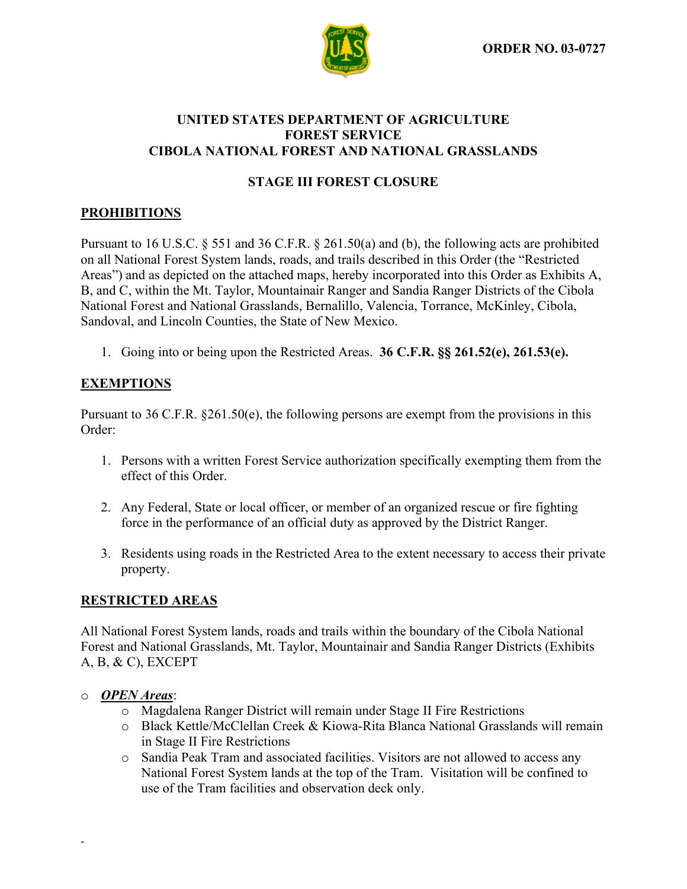**ORDER NO. 03-0727**

**UNITED STATES DEPARTMENT OF AGRICULTURE**
**FOREST SERVICE**
**CIBOLA NATIONAL FOREST AND NATIONAL GRASSLANDS**

**STAGE III FOREST CLOSURE**

## PROHIBITIONS

Pursuant to 16 U.S.C. § 551 and 36 C.F.R. § 261.50(a) and (b), the following acts are prohibited on all National Forest System lands, roads, and trails described in this Order (the "Restricted Areas") and as depicted on the attached maps, hereby incorporated into this Order as Exhibits A, B, and C, within the Mt. Taylor, Mountainair Ranger and Sandia Ranger Districts of the Cibola National Forest and National Grasslands, Bernalillo, Valencia, Torrance, McKinley, Cibola, Sandoval, and Lincoln Counties, the State of New Mexico.

1. Going into or being upon the Restricted Areas. **36 C.F.R. §§ 261.52(e), 261.53(e).**

## EXEMPTIONS

Pursuant to 36 C.F.R. §261.50(e), the following persons are exempt from the provisions in this Order:

1. Persons with a written Forest Service authorization specifically exempting them from the effect of this Order.

2. Any Federal, State or local officer, or member of an organized rescue or fire fighting force in the performance of an official duty as approved by the District Ranger.

3. Residents using roads in the Restricted Area to the extent necessary to access their private property.

## RESTRICTED AREAS

All National Forest System lands, roads and trails within the boundary of the Cibola National Forest and National Grasslands, Mt. Taylor, Mountainair and Sandia Ranger Districts (Exhibits A, B, & C), EXCEPT

- ***OPEN Areas***:
  - Magdalena Ranger District will remain under Stage II Fire Restrictions
  - Black Kettle/McClellan Creek & Kiowa-Rita Blanca National Grasslands will remain in Stage II Fire Restrictions
  - Sandia Peak Tram and associated facilities. Visitors are not allowed to access any National Forest System lands at the top of the Tram. Visitation will be confined to use of the Tram facilities and observation deck only.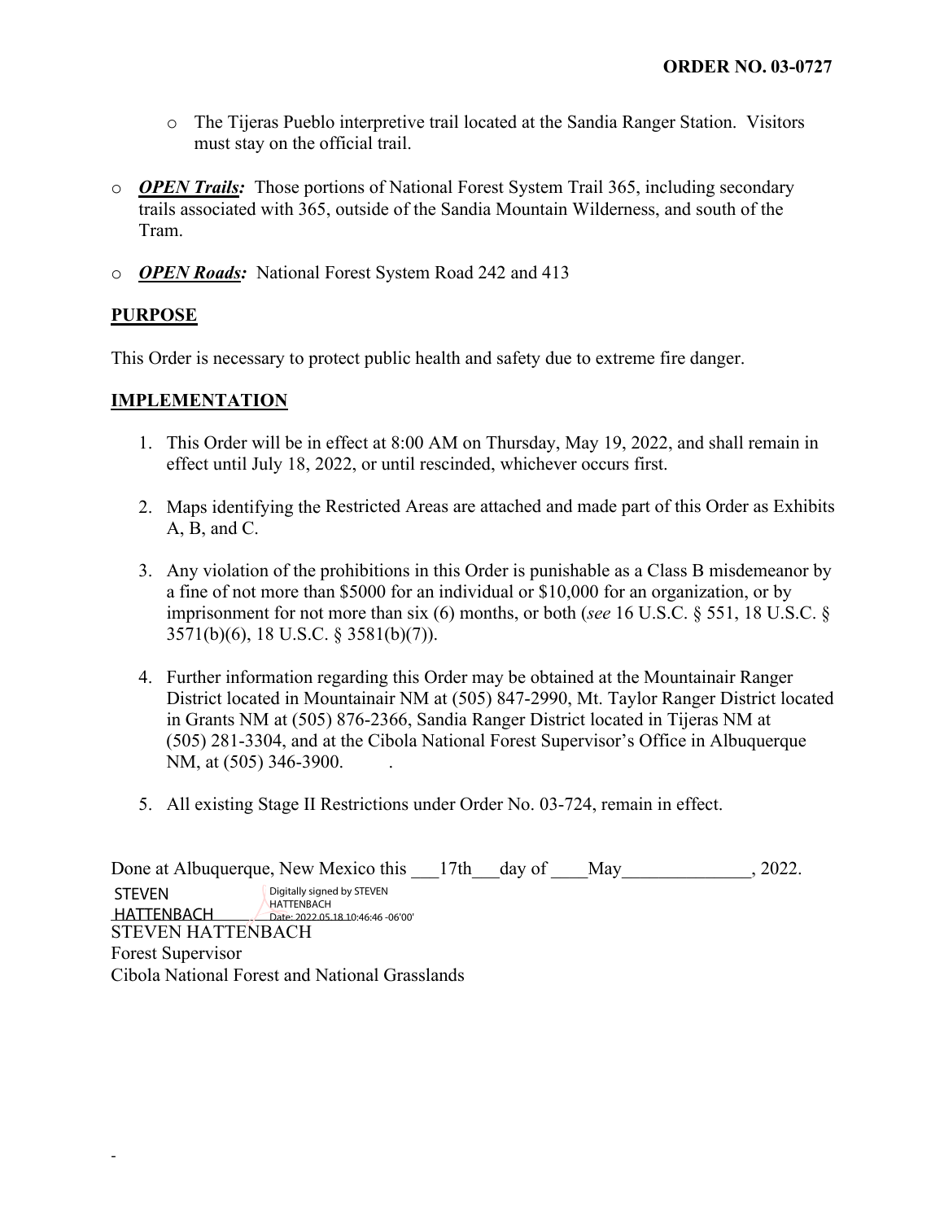- The Tijeras Pueblo interpretive trail located at the Sandia Ranger Station. Visitors must stay on the official trail.

- ***OPEN Trails:*** Those portions of National Forest System Trail 365, including secondary trails associated with 365, outside of the Sandia Mountain Wilderness, and south of the Tram.

- ***OPEN Roads:*** National Forest System Road 242 and 413

## PURPOSE

This Order is necessary to protect public health and safety due to extreme fire danger.

## IMPLEMENTATION

1. This Order will be in effect at 8:00 AM on Thursday, May 19, 2022, and shall remain in effect until July 18, 2022, or until rescinded, whichever occurs first.

2. Maps identifying the Restricted Areas are attached and made part of this Order as Exhibits A, B, and C.

3. Any violation of the prohibitions in this Order is punishable as a Class B misdemeanor by a fine of not more than $5000 for an individual or $10,000 for an organization, or by imprisonment for not more than six (6) months, or both (*see* 16 U.S.C. § 551, 18 U.S.C. § 3571(b)(6), 18 U.S.C. § 3581(b)(7)).

4. Further information regarding this Order may be obtained at the Mountainair Ranger District located in Mountainair NM at (505) 847-2990, Mt. Taylor Ranger District located in Grants NM at (505) 876-2366, Sandia Ranger District located in Tijeras NM at (505) 281-3304, and at the Cibola National Forest Supervisor's Office in Albuquerque NM, at (505) 346-3900.

5. All existing Stage II Restrictions under Order No. 03-724, remain in effect.

Done at Albuquerque, New Mexico this \_\_\_17th\_\_\_day of \_\_\_\_May\_\_\_\_\_\_\_\_\_\_\_\_\_\_, 2022.

STEVEN HATTENBACH — Digitally signed by STEVEN HATTENBACH Date: 2022.05.18 10:46:46 -06'00'

STEVEN HATTENBACH
Forest Supervisor
Cibola National Forest and National Grasslands